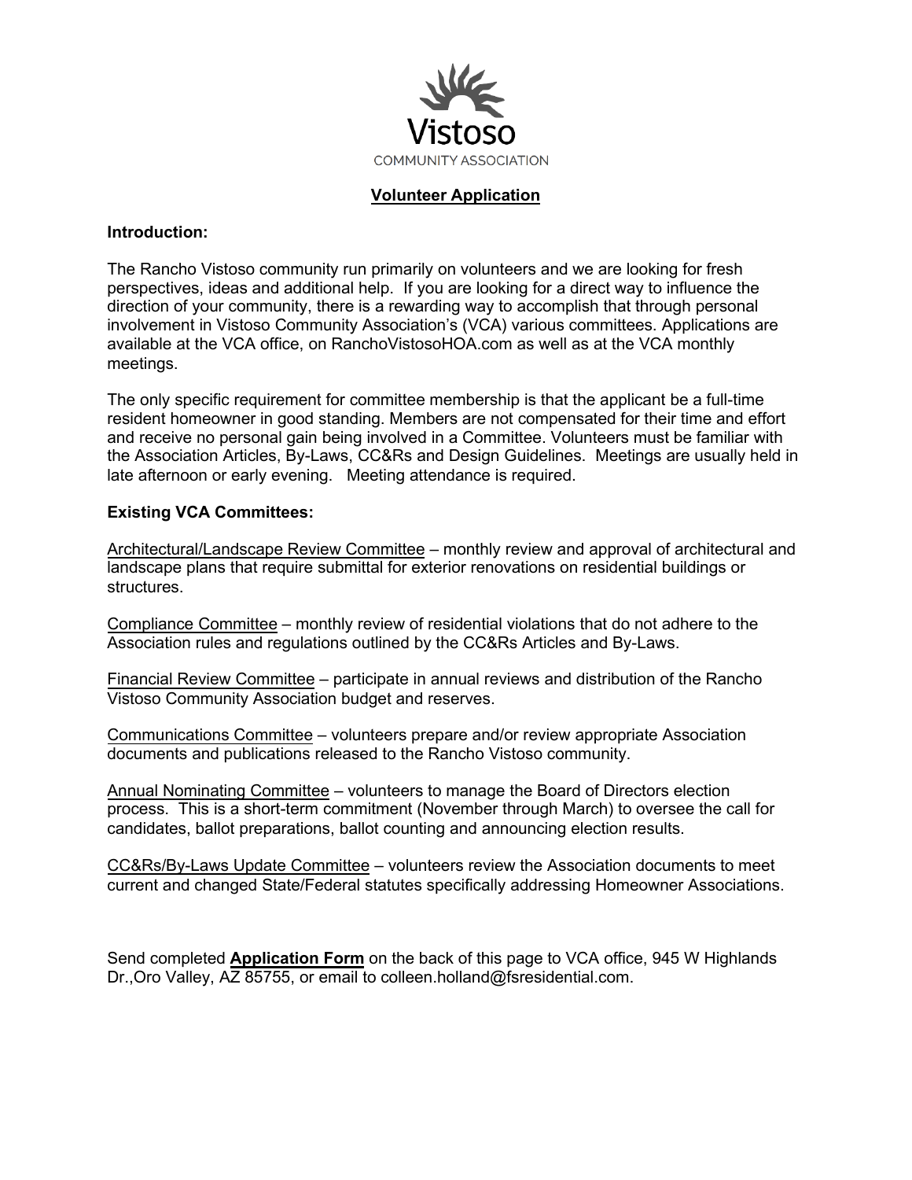Vistoso

COMMUNITY ASSOCIATION

# Volunteer Application

**Introduction:**

The Rancho Vistoso community run primarily on volunteers and we are looking for fresh perspectives, ideas and additional help. If you are looking for a direct way to influence the direction of your community, there is a rewarding way to accomplish that through personal involvement in Vistoso Community Association's (VCA) various committees. Applications are available at the VCA office, on RanchoVistosoHOA.com as well as at the VCA monthly meetings.

The only specific requirement for committee membership is that the applicant be a full-time resident homeowner in good standing. Members are not compensated for their time and effort and receive no personal gain being involved in a Committee. Volunteers must be familiar with the Association Articles, By-Laws, CC&Rs and Design Guidelines. Meetings are usually held in late afternoon or early evening. Meeting attendance is required.

**Existing VCA Committees:**

Architectural/Landscape Review Committee – monthly review and approval of architectural and landscape plans that require submittal for exterior renovations on residential buildings or structures.

Compliance Committee – monthly review of residential violations that do not adhere to the Association rules and regulations outlined by the CC&Rs Articles and By-Laws.

Financial Review Committee – participate in annual reviews and distribution of the Rancho Vistoso Community Association budget and reserves.

Communications Committee – volunteers prepare and/or review appropriate Association documents and publications released to the Rancho Vistoso community.

Annual Nominating Committee – volunteers to manage the Board of Directors election process. This is a short-term commitment (November through March) to oversee the call for candidates, ballot preparations, ballot counting and announcing election results.

CC&Rs/By-Laws Update Committee – volunteers review the Association documents to meet current and changed State/Federal statutes specifically addressing Homeowner Associations.

Send completed **Application Form** on the back of this page to VCA office, 945 W Highlands Dr.,Oro Valley, AZ 85755, or email to colleen.holland@fsresidential.com.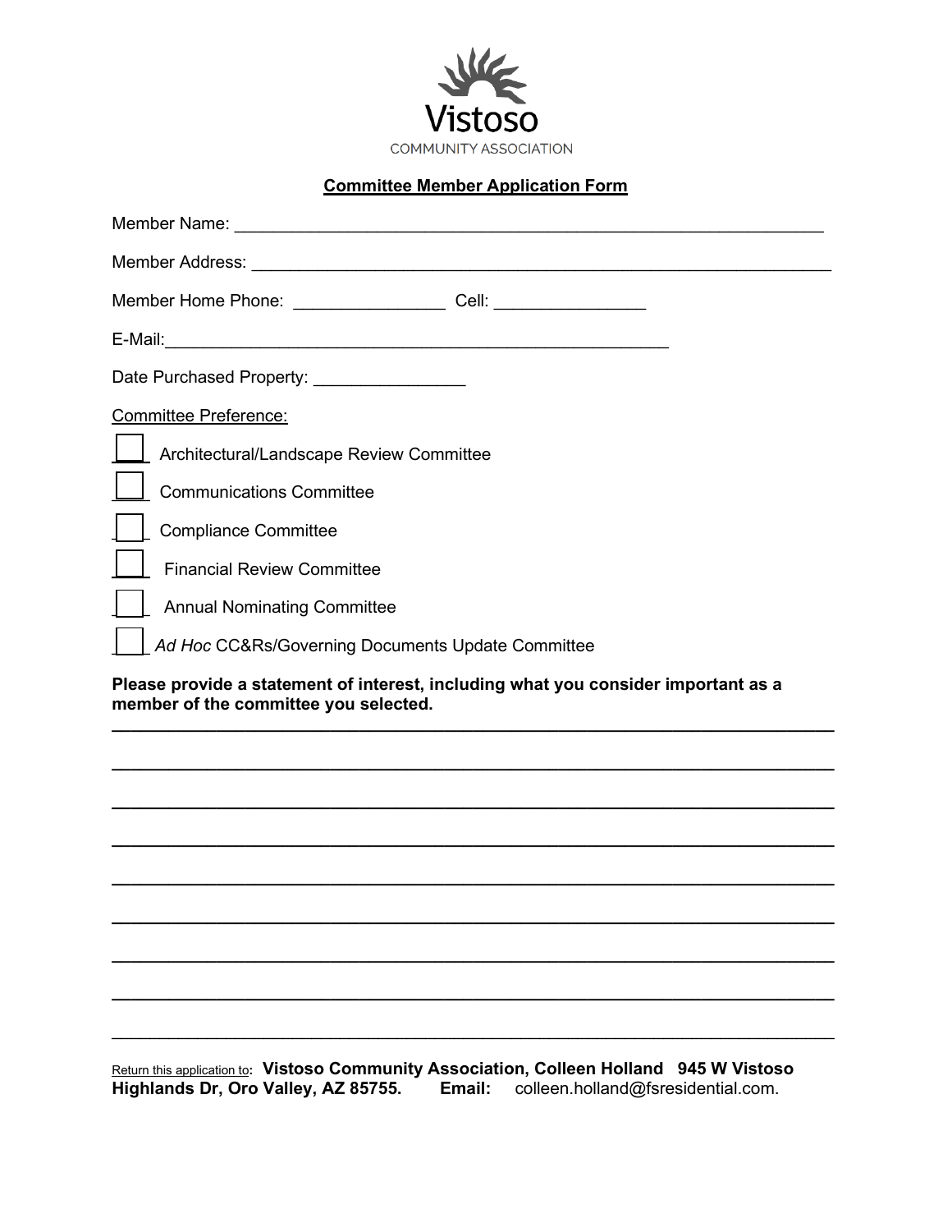Vistoso
COMMUNITY ASSOCIATION

## Committee Member Application Form

Member Name: ________________________________________________________________

Member Address: ______________________________________________________________

Member Home Phone: ________________ Cell: ________________

E-Mail:________________________________________________________

Date Purchased Property: ________________

Committee Preference:

- [ ] Architectural/Landscape Review Committee
- [ ] Communications Committee
- [ ] Compliance Committee
- [ ] Financial Review Committee
- [ ] Annual Nominating Committee
- [ ] *Ad Hoc* CC&Rs/Governing Documents Update Committee

**Please provide a statement of interest, including what you consider important as a member of the committee you selected.**

______________________________________________________________________________

______________________________________________________________________________

______________________________________________________________________________

______________________________________________________________________________

______________________________________________________________________________

______________________________________________________________________________

______________________________________________________________________________

______________________________________________________________________________

______________________________________________________________________________

Return this application to: **Vistoso Community Association, Colleen Holland 945 W Vistoso Highlands Dr, Oro Valley, AZ 85755.** **Email:** colleen.holland@fsresidential.com.